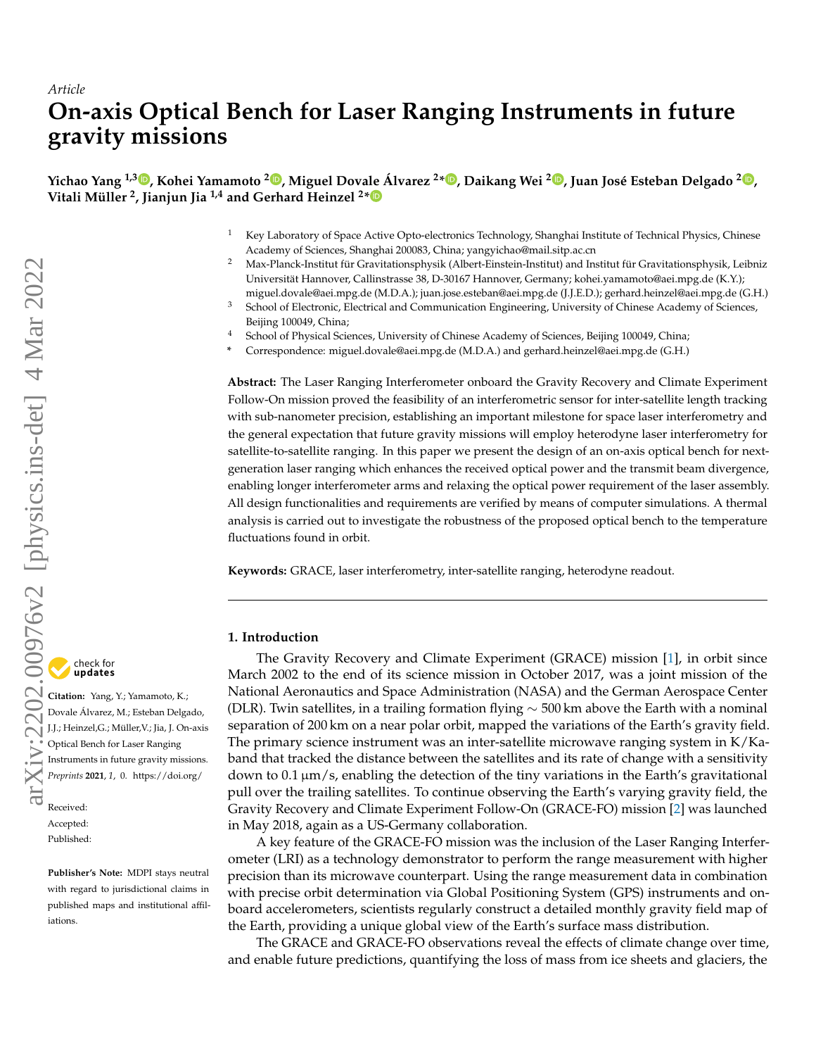*Article*

# On-axis Optical Bench for Laser Ranging Instruments in future gravity missions

**Yichao Yang [1,3], Kohei Yamamoto [2], Miguel Dovale Álvarez [2*], Daikang Wei [2], Juan José Esteban Delgado [2], Vitali Müller [2], Jianjun Jia [1,4] and Gerhard Heinzel [2*]**

1. Key Laboratory of Space Active Opto-electronics Technology, Shanghai Institute of Technical Physics, Chinese Academy of Sciences, Shanghai 200083, China; yangyichao@mail.sitp.ac.cn
2. Max-Planck-Institut für Gravitationsphysik (Albert-Einstein-Institut) and Institut für Gravitationsphysik, Leibniz Universität Hannover, Callinstrasse 38, D-30167 Hannover, Germany; kohei.yamamoto@aei.mpg.de (K.Y.); miguel.dovale@aei.mpg.de (M.D.A.); juan.jose.esteban@aei.mpg.de (J.J.E.D.); gerhard.heinzel@aei.mpg.de (G.H.)
3. School of Electronic, Electrical and Communication Engineering, University of Chinese Academy of Sciences, Beijing 100049, China;
4. School of Physical Sciences, University of Chinese Academy of Sciences, Beijing 100049, China;

\* Correspondence: miguel.dovale@aei.mpg.de (M.D.A.) and gerhard.heinzel@aei.mpg.de (G.H.)

**Abstract:** The Laser Ranging Interferometer onboard the Gravity Recovery and Climate Experiment Follow-On mission proved the feasibility of an interferometric sensor for inter-satellite length tracking with sub-nanometer precision, establishing an important milestone for space laser interferometry and the general expectation that future gravity missions will employ heterodyne laser interferometry for satellite-to-satellite ranging. In this paper we present the design of an on-axis optical bench for next-generation laser ranging which enhances the received optical power and the transmit beam divergence, enabling longer interferometer arms and relaxing the optical power requirement of the laser assembly. All design functionalities and requirements are verified by means of computer simulations. A thermal analysis is carried out to investigate the robustness of the proposed optical bench to the temperature fluctuations found in orbit.

**Keywords:** GRACE, laser interferometry, inter-satellite ranging, heterodyne readout.

**Citation:** Yang, Y.; Yamamoto, K.; Dovale Álvarez, M.; Esteban Delgado, J.J.; Heinzel,G.; Müller,V.; Jia, J. On-axis Optical Bench for Laser Ranging Instruments in future gravity missions. *Preprints* **2021**, *1*, 0. https://doi.org/

Received:
Accepted:
Published:

**Publisher's Note:** MDPI stays neutral with regard to jurisdictional claims in published maps and institutional affiliations.

## 1. Introduction

The Gravity Recovery and Climate Experiment (GRACE) mission [1], in orbit since March 2002 to the end of its science mission in October 2017, was a joint mission of the National Aeronautics and Space Administration (NASA) and the German Aerospace Center (DLR). Twin satellites, in a trailing formation flying $\sim 500$ km above the Earth with a nominal separation of 200 km on a near polar orbit, mapped the variations of the Earth's gravity field. The primary science instrument was an inter-satellite microwave ranging system in K/Ka-band that tracked the distance between the satellites and its rate of change with a sensitivity down to 0.1 μm/s, enabling the detection of the tiny variations in the Earth's gravitational pull over the trailing satellites. To continue observing the Earth's varying gravity field, the Gravity Recovery and Climate Experiment Follow-On (GRACE-FO) mission [2] was launched in May 2018, again as a US-Germany collaboration.

A key feature of the GRACE-FO mission was the inclusion of the Laser Ranging Interferometer (LRI) as a technology demonstrator to perform the range measurement with higher precision than its microwave counterpart. Using the range measurement data in combination with precise orbit determination via Global Positioning System (GPS) instruments and on-board accelerometers, scientists regularly construct a detailed monthly gravity field map of the Earth, providing a unique global view of the Earth's surface mass distribution.

The GRACE and GRACE-FO observations reveal the effects of climate change over time, and enable future predictions, quantifying the loss of mass from ice sheets and glaciers, the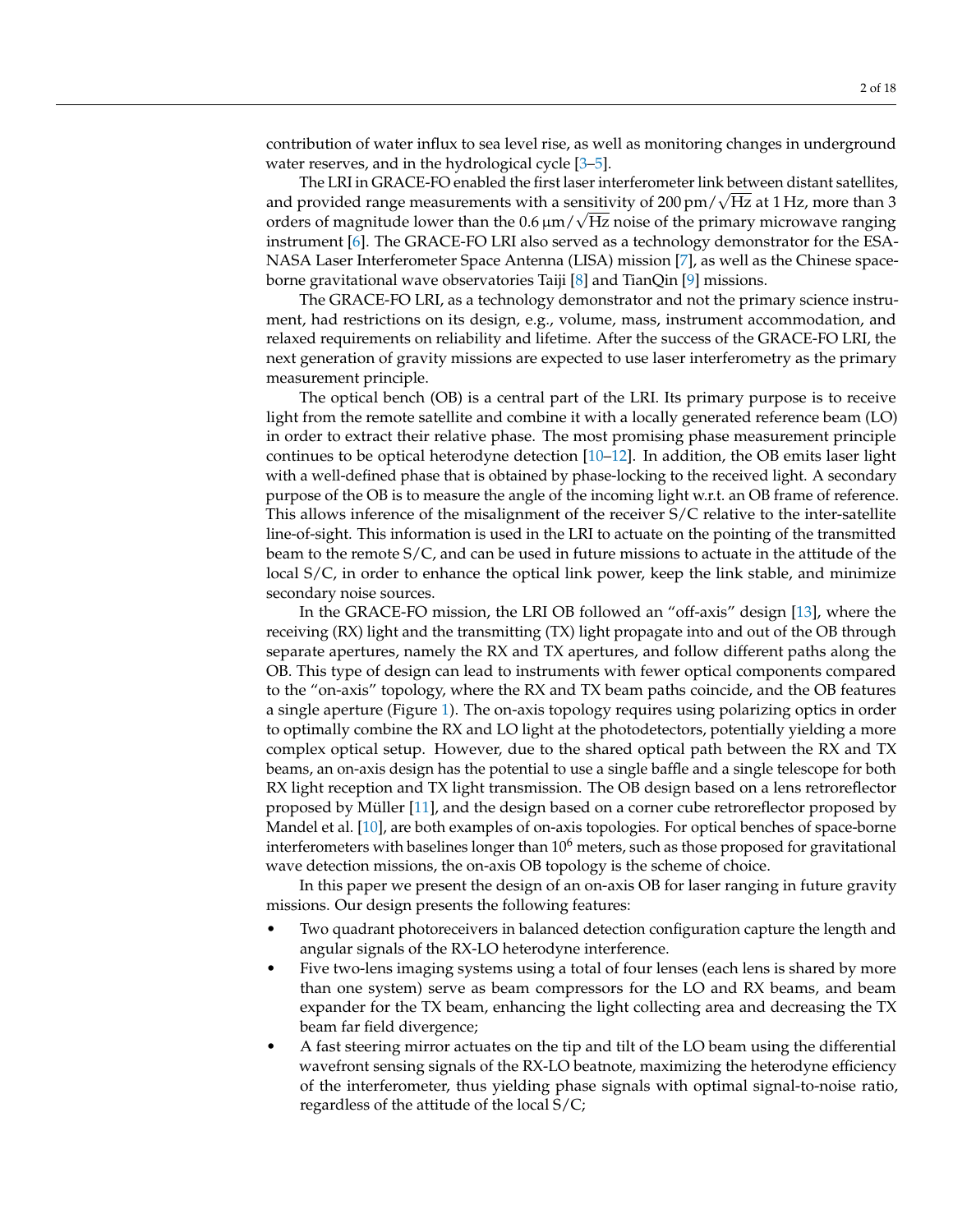contribution of water influx to sea level rise, as well as monitoring changes in underground water reserves, and in the hydrological cycle [3–5].

The LRI in GRACE-FO enabled the first laser interferometer link between distant satellites, and provided range measurements with a sensitivity of $200\,\mathrm{pm}/\sqrt{\mathrm{Hz}}$ at 1 Hz, more than 3 orders of magnitude lower than the $0.6\,\mu\mathrm{m}/\sqrt{\mathrm{Hz}}$ noise of the primary microwave ranging instrument [6]. The GRACE-FO LRI also served as a technology demonstrator for the ESA-NASA Laser Interferometer Space Antenna (LISA) mission [7], as well as the Chinese space-borne gravitational wave observatories Taiji [8] and TianQin [9] missions.

The GRACE-FO LRI, as a technology demonstrator and not the primary science instrument, had restrictions on its design, e.g., volume, mass, instrument accommodation, and relaxed requirements on reliability and lifetime. After the success of the GRACE-FO LRI, the next generation of gravity missions are expected to use laser interferometry as the primary measurement principle.

The optical bench (OB) is a central part of the LRI. Its primary purpose is to receive light from the remote satellite and combine it with a locally generated reference beam (LO) in order to extract their relative phase. The most promising phase measurement principle continues to be optical heterodyne detection [10–12]. In addition, the OB emits laser light with a well-defined phase that is obtained by phase-locking to the received light. A secondary purpose of the OB is to measure the angle of the incoming light w.r.t. an OB frame of reference. This allows inference of the misalignment of the receiver S/C relative to the inter-satellite line-of-sight. This information is used in the LRI to actuate on the pointing of the transmitted beam to the remote S/C, and can be used in future missions to actuate in the attitude of the local S/C, in order to enhance the optical link power, keep the link stable, and minimize secondary noise sources.

In the GRACE-FO mission, the LRI OB followed an "off-axis" design [13], where the receiving (RX) light and the transmitting (TX) light propagate into and out of the OB through separate apertures, namely the RX and TX apertures, and follow different paths along the OB. This type of design can lead to instruments with fewer optical components compared to the "on-axis" topology, where the RX and TX beam paths coincide, and the OB features a single aperture (Figure 1). The on-axis topology requires using polarizing optics in order to optimally combine the RX and LO light at the photodetectors, potentially yielding a more complex optical setup. However, due to the shared optical path between the RX and TX beams, an on-axis design has the potential to use a single baffle and a single telescope for both RX light reception and TX light transmission. The OB design based on a lens retroreflector proposed by Müller [11], and the design based on a corner cube retroreflector proposed by Mandel et al. [10], are both examples of on-axis topologies. For optical benches of space-borne interferometers with baselines longer than $10^6$ meters, such as those proposed for gravitational wave detection missions, the on-axis OB topology is the scheme of choice.

In this paper we present the design of an on-axis OB for laser ranging in future gravity missions. Our design presents the following features:

- Two quadrant photoreceivers in balanced detection configuration capture the length and angular signals of the RX-LO heterodyne interference.
- Five two-lens imaging systems using a total of four lenses (each lens is shared by more than one system) serve as beam compressors for the LO and RX beams, and beam expander for the TX beam, enhancing the light collecting area and decreasing the TX beam far field divergence;
- A fast steering mirror actuates on the tip and tilt of the LO beam using the differential wavefront sensing signals of the RX-LO beatnote, maximizing the heterodyne efficiency of the interferometer, thus yielding phase signals with optimal signal-to-noise ratio, regardless of the attitude of the local S/C;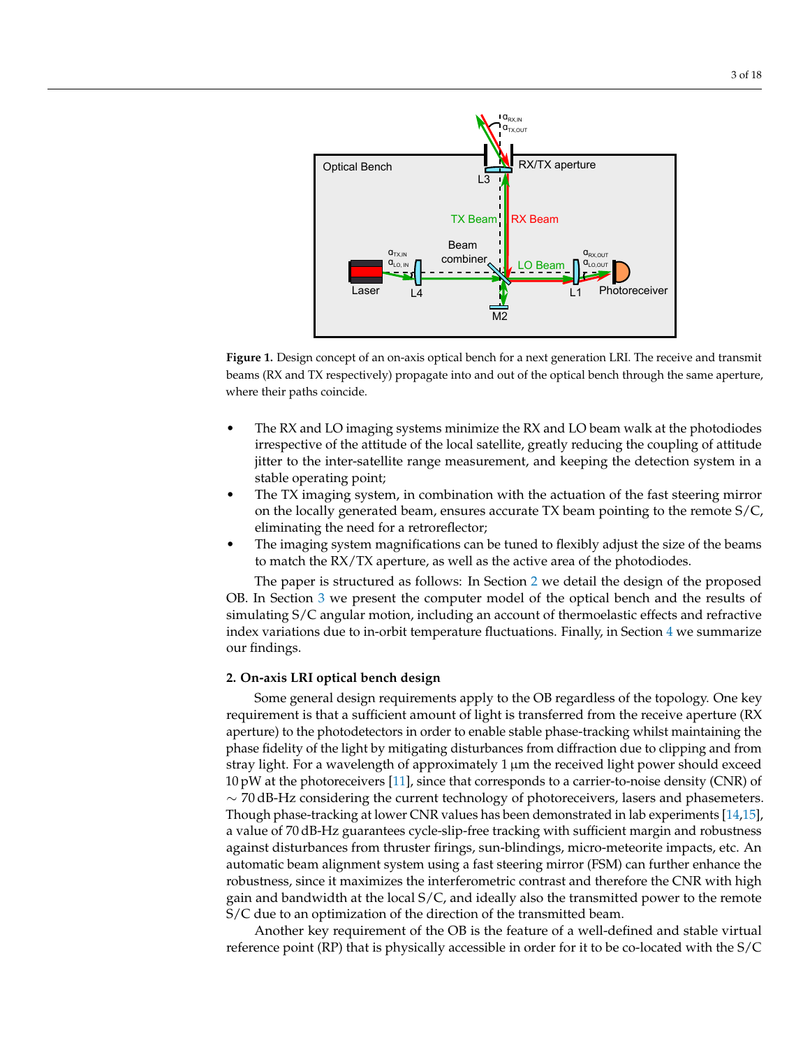**Figure 1.** Design concept of an on-axis optical bench for a next generation LRI. The receive and transmit beams (RX and TX respectively) propagate into and out of the optical bench through the same aperture, where their paths coincide.

- The RX and LO imaging systems minimize the RX and LO beam walk at the photodiodes irrespective of the attitude of the local satellite, greatly reducing the coupling of attitude jitter to the inter-satellite range measurement, and keeping the detection system in a stable operating point;
- The TX imaging system, in combination with the actuation of the fast steering mirror on the locally generated beam, ensures accurate TX beam pointing to the remote S/C, eliminating the need for a retroreflector;
- The imaging system magnifications can be tuned to flexibly adjust the size of the beams to match the RX/TX aperture, as well as the active area of the photodiodes.

The paper is structured as follows: In Section 2 we detail the design of the proposed OB. In Section 3 we present the computer model of the optical bench and the results of simulating S/C angular motion, including an account of thermoelastic effects and refractive index variations due to in-orbit temperature fluctuations. Finally, in Section 4 we summarize our findings.

## 2. On-axis LRI optical bench design

Some general design requirements apply to the OB regardless of the topology. One key requirement is that a sufficient amount of light is transferred from the receive aperture (RX aperture) to the photodetectors in order to enable stable phase-tracking whilst maintaining the phase fidelity of the light by mitigating disturbances from diffraction due to clipping and from stray light. For a wavelength of approximately 1 µm the received light power should exceed 10 pW at the photoreceivers [11], since that corresponds to a carrier-to-noise density (CNR) of $\sim 70$ dB-Hz considering the current technology of photoreceivers, lasers and phasemeters. Though phase-tracking at lower CNR values has been demonstrated in lab experiments [14,15], a value of 70 dB-Hz guarantees cycle-slip-free tracking with sufficient margin and robustness against disturbances from thruster firings, sun-blindings, micro-meteorite impacts, etc. An automatic beam alignment system using a fast steering mirror (FSM) can further enhance the robustness, since it maximizes the interferometric contrast and therefore the CNR with high gain and bandwidth at the local S/C, and ideally also the transmitted power to the remote S/C due to an optimization of the direction of the transmitted beam.

Another key requirement of the OB is the feature of a well-defined and stable virtual reference point (RP) that is physically accessible in order for it to be co-located with the S/C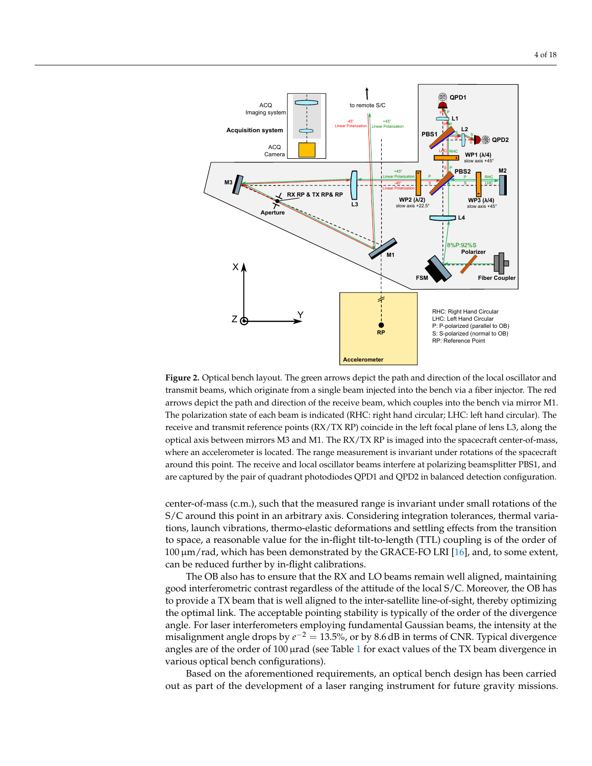**Figure 2.** Optical bench layout. The green arrows depict the path and direction of the local oscillator and transmit beams, which originate from a single beam injected into the bench via a fiber injector. The red arrows depict the path and direction of the receive beam, which couples into the bench via mirror M1. The polarization state of each beam is indicated (RHC: right hand circular; LHC: left hand circular). The receive and transmit reference points (RX/TX RP) coincide in the left focal plane of lens L3, along the optical axis between mirrors M3 and M1. The RX/TX RP is imaged into the spacecraft center-of-mass, where an accelerometer is located. The range measurement is invariant under rotations of the spacecraft around this point. The receive and local oscillator beams interfere at polarizing beamsplitter PBS1, and are captured by the pair of quadrant photodiodes QPD1 and QPD2 in balanced detection configuration.

center-of-mass (c.m.), such that the measured range is invariant under small rotations of the S/C around this point in an arbitrary axis. Considering integration tolerances, thermal variations, launch vibrations, thermo-elastic deformations and settling effects from the transition to space, a reasonable value for the in-flight tilt-to-length (TTL) coupling is of the order of 100 µm/rad, which has been demonstrated by the GRACE-FO LRI [16], and, to some extent, can be reduced further by in-flight calibrations.

The OB also has to ensure that the RX and LO beams remain well aligned, maintaining good interferometric contrast regardless of the attitude of the local S/C. Moreover, the OB has to provide a TX beam that is well aligned to the inter-satellite line-of-sight, thereby optimizing the optimal link. The acceptable pointing stability is typically of the order of the divergence angle. For laser interferometers employing fundamental Gaussian beams, the intensity at the misalignment angle drops by $e^{-2} = 13.5\%$, or by 8.6 dB in terms of CNR. Typical divergence angles are of the order of 100 µrad (see Table 1 for exact values of the TX beam divergence in various optical bench configurations).

Based on the aforementioned requirements, an optical bench design has been carried out as part of the development of a laser ranging instrument for future gravity missions.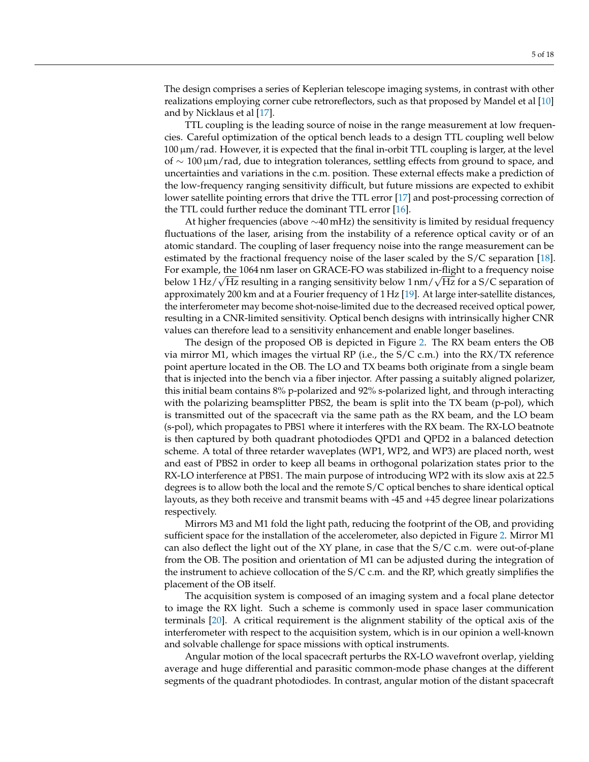The design comprises a series of Keplerian telescope imaging systems, in contrast with other realizations employing corner cube retroreflectors, such as that proposed by Mandel et al [10] and by Nicklaus et al [17].

TTL coupling is the leading source of noise in the range measurement at low frequencies. Careful optimization of the optical bench leads to a design TTL coupling well below $100\,\mu\text{m/rad}$. However, it is expected that the final in-orbit TTL coupling is larger, at the level of $\sim 100\,\mu\text{m/rad}$, due to integration tolerances, settling effects from ground to space, and uncertainties and variations in the c.m. position. These external effects make a prediction of the low-frequency ranging sensitivity difficult, but future missions are expected to exhibit lower satellite pointing errors that drive the TTL error [17] and post-processing correction of the TTL could further reduce the dominant TTL error [16].

At higher frequencies (above $\sim$40 mHz) the sensitivity is limited by residual frequency fluctuations of the laser, arising from the instability of a reference optical cavity or of an atomic standard. The coupling of laser frequency noise into the range measurement can be estimated by the fractional frequency noise of the laser scaled by the S/C separation [18]. For example, the 1064 nm laser on GRACE-FO was stabilized in-flight to a frequency noise below $1\,\text{Hz}/\sqrt{\text{Hz}}$ resulting in a ranging sensitivity below $1\,\text{nm}/\sqrt{\text{Hz}}$ for a S/C separation of approximately 200 km and at a Fourier frequency of 1 Hz [19]. At large inter-satellite distances, the interferometer may become shot-noise-limited due to the decreased received optical power, resulting in a CNR-limited sensitivity. Optical bench designs with intrinsically higher CNR values can therefore lead to a sensitivity enhancement and enable longer baselines.

The design of the proposed OB is depicted in Figure 2. The RX beam enters the OB via mirror M1, which images the virtual RP (i.e., the S/C c.m.) into the RX/TX reference point aperture located in the OB. The LO and TX beams both originate from a single beam that is injected into the bench via a fiber injector. After passing a suitably aligned polarizer, this initial beam contains 8% p-polarized and 92% s-polarized light, and through interacting with the polarizing beamsplitter PBS2, the beam is split into the TX beam (p-pol), which is transmitted out of the spacecraft via the same path as the RX beam, and the LO beam (s-pol), which propagates to PBS1 where it interferes with the RX beam. The RX-LO beatnote is then captured by both quadrant photodiodes QPD1 and QPD2 in a balanced detection scheme. A total of three retarder waveplates (WP1, WP2, and WP3) are placed north, west and east of PBS2 in order to keep all beams in orthogonal polarization states prior to the RX-LO interference at PBS1. The main purpose of introducing WP2 with its slow axis at 22.5 degrees is to allow both the local and the remote S/C optical benches to share identical optical layouts, as they both receive and transmit beams with -45 and +45 degree linear polarizations respectively.

Mirrors M3 and M1 fold the light path, reducing the footprint of the OB, and providing sufficient space for the installation of the accelerometer, also depicted in Figure 2. Mirror M1 can also deflect the light out of the XY plane, in case that the S/C c.m. were out-of-plane from the OB. The position and orientation of M1 can be adjusted during the integration of the instrument to achieve collocation of the S/C c.m. and the RP, which greatly simplifies the placement of the OB itself.

The acquisition system is composed of an imaging system and a focal plane detector to image the RX light. Such a scheme is commonly used in space laser communication terminals [20]. A critical requirement is the alignment stability of the optical axis of the interferometer with respect to the acquisition system, which is in our opinion a well-known and solvable challenge for space missions with optical instruments.

Angular motion of the local spacecraft perturbs the RX-LO wavefront overlap, yielding average and huge differential and parasitic common-mode phase changes at the different segments of the quadrant photodiodes. In contrast, angular motion of the distant spacecraft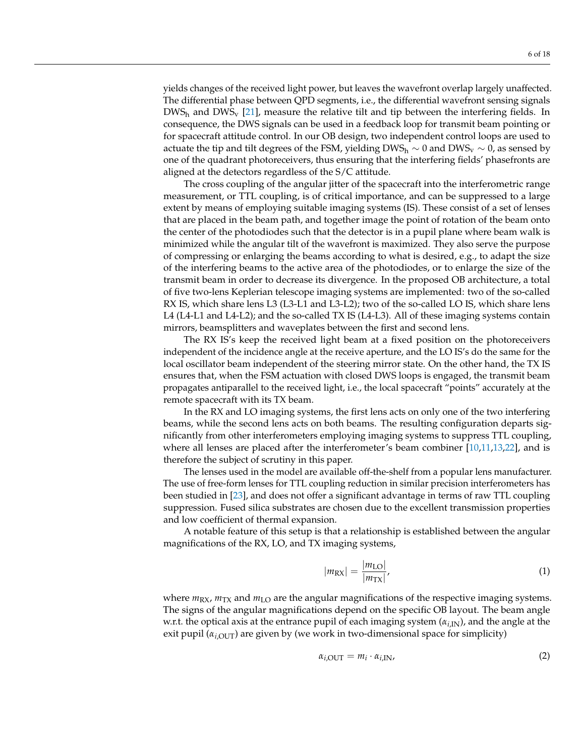yields changes of the received light power, but leaves the wavefront overlap largely unaffected. The differential phase between QPD segments, i.e., the differential wavefront sensing signals $DWS_h$ and $DWS_v$ [21], measure the relative tilt and tip between the interfering fields. In consequence, the DWS signals can be used in a feedback loop for transmit beam pointing or for spacecraft attitude control. In our OB design, two independent control loops are used to actuate the tip and tilt degrees of the FSM, yielding $DWS_h \sim 0$ and $DWS_v \sim 0$, as sensed by one of the quadrant photoreceivers, thus ensuring that the interfering fields' phasefronts are aligned at the detectors regardless of the S/C attitude.

The cross coupling of the angular jitter of the spacecraft into the interferometric range measurement, or TTL coupling, is of critical importance, and can be suppressed to a large extent by means of employing suitable imaging systems (IS). These consist of a set of lenses that are placed in the beam path, and together image the point of rotation of the beam onto the center of the photodiodes such that the detector is in a pupil plane where beam walk is minimized while the angular tilt of the wavefront is maximized. They also serve the purpose of compressing or enlarging the beams according to what is desired, e.g., to adapt the size of the interfering beams to the active area of the photodiodes, or to enlarge the size of the transmit beam in order to decrease its divergence. In the proposed OB architecture, a total of five two-lens Keplerian telescope imaging systems are implemented: two of the so-called RX IS, which share lens L3 (L3-L1 and L3-L2); two of the so-called LO IS, which share lens L4 (L4-L1 and L4-L2); and the so-called TX IS (L4-L3). All of these imaging systems contain mirrors, beamsplitters and waveplates between the first and second lens.

The RX IS's keep the received light beam at a fixed position on the photoreceivers independent of the incidence angle at the receive aperture, and the LO IS's do the same for the local oscillator beam independent of the steering mirror state. On the other hand, the TX IS ensures that, when the FSM actuation with closed DWS loops is engaged, the transmit beam propagates antiparallel to the received light, i.e., the local spacecraft "points" accurately at the remote spacecraft with its TX beam.

In the RX and LO imaging systems, the first lens acts on only one of the two interfering beams, while the second lens acts on both beams. The resulting configuration departs significantly from other interferometers employing imaging systems to suppress TTL coupling, where all lenses are placed after the interferometer's beam combiner [10,11,13,22], and is therefore the subject of scrutiny in this paper.

The lenses used in the model are available off-the-shelf from a popular lens manufacturer. The use of free-form lenses for TTL coupling reduction in similar precision interferometers has been studied in [23], and does not offer a significant advantage in terms of raw TTL coupling suppression. Fused silica substrates are chosen due to the excellent transmission properties and low coefficient of thermal expansion.

A notable feature of this setup is that a relationship is established between the angular magnifications of the RX, LO, and TX imaging systems,

$$|m_{\mathrm{RX}}| = \frac{|m_{\mathrm{LO}}|}{|m_{\mathrm{TX}}|}, \tag{1}$$

where $m_{\mathrm{RX}}$, $m_{\mathrm{TX}}$ and $m_{\mathrm{LO}}$ are the angular magnifications of the respective imaging systems. The signs of the angular magnifications depend on the specific OB layout. The beam angle w.r.t. the optical axis at the entrance pupil of each imaging system ($\alpha_{i,\mathrm{IN}}$), and the angle at the exit pupil ($\alpha_{i,\mathrm{OUT}}$) are given by (we work in two-dimensional space for simplicity)

$$\alpha_{i,\mathrm{OUT}} = m_i \cdot \alpha_{i,\mathrm{IN}}, \tag{2}$$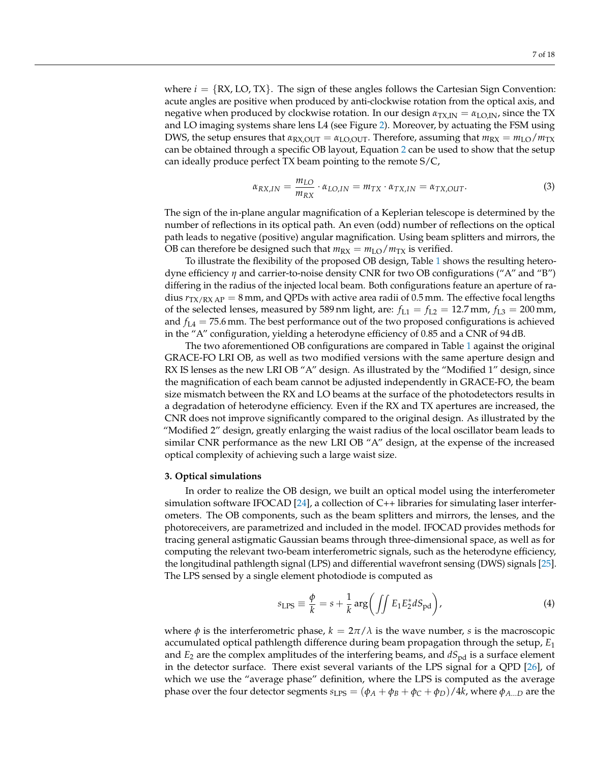where $i = \{\text{RX, LO, TX}\}$. The sign of these angles follows the Cartesian Sign Convention: acute angles are positive when produced by anti-clockwise rotation from the optical axis, and negative when produced by clockwise rotation. In our design $\alpha_{\text{TX,IN}} = \alpha_{\text{LO,IN}}$, since the TX and LO imaging systems share lens L4 (see Figure 2). Moreover, by actuating the FSM using DWS, the setup ensures that $\alpha_{\text{RX,OUT}} = \alpha_{\text{LO,OUT}}$. Therefore, assuming that $m_{\text{RX}} = m_{\text{LO}}/m_{\text{TX}}$ can be obtained through a specific OB layout, Equation 2 can be used to show that the setup can ideally produce perfect TX beam pointing to the remote S/C,

$$\alpha_{RX,IN} = \frac{m_{LO}}{m_{RX}} \cdot \alpha_{LO,IN} = m_{TX} \cdot \alpha_{TX,IN} = \alpha_{TX,OUT}. \tag{3}$$

The sign of the in-plane angular magnification of a Keplerian telescope is determined by the number of reflections in its optical path. An even (odd) number of reflections on the optical path leads to negative (positive) angular magnification. Using beam splitters and mirrors, the OB can therefore be designed such that $m_{\text{RX}} = m_{\text{LO}}/m_{\text{TX}}$ is verified.

To illustrate the flexibility of the proposed OB design, Table 1 shows the resulting heterodyne efficiency $\eta$ and carrier-to-noise density CNR for two OB configurations ("A" and "B") differing in the radius of the injected local beam. Both configurations feature an aperture of radius $r_{\text{TX/RX AP}} = 8\,\text{mm}$, and QPDs with active area radii of 0.5 mm. The effective focal lengths of the selected lenses, measured by 589 nm light, are: $f_{\text{L1}} = f_{\text{L2}} = 12.7\,\text{mm}$, $f_{\text{L3}} = 200\,\text{mm}$, and $f_{\text{L4}} = 75.6\,\text{mm}$. The best performance out of the two proposed configurations is achieved in the "A" configuration, yielding a heterodyne efficiency of 0.85 and a CNR of 94 dB.

The two aforementioned OB configurations are compared in Table 1 against the original GRACE-FO LRI OB, as well as two modified versions with the same aperture design and RX IS lenses as the new LRI OB "A" design. As illustrated by the "Modified 1" design, since the magnification of each beam cannot be adjusted independently in GRACE-FO, the beam size mismatch between the RX and LO beams at the surface of the photodetectors results in a degradation of heterodyne efficiency. Even if the RX and TX apertures are increased, the CNR does not improve significantly compared to the original design. As illustrated by the "Modified 2" design, greatly enlarging the waist radius of the local oscillator beam leads to similar CNR performance as the new LRI OB "A" design, at the expense of the increased optical complexity of achieving such a large waist size.

## 3. Optical simulations

In order to realize the OB design, we built an optical model using the interferometer simulation software IFOCAD [24], a collection of C++ libraries for simulating laser interferometers. The OB components, such as the beam splitters and mirrors, the lenses, and the photoreceivers, are parametrized and included in the model. IFOCAD provides methods for tracing general astigmatic Gaussian beams through three-dimensional space, as well as for computing the relevant two-beam interferometric signals, such as the heterodyne efficiency, the longitudinal pathlength signal (LPS) and differential wavefront sensing (DWS) signals [25]. The LPS sensed by a single element photodiode is computed as

$$s_{\text{LPS}} \equiv \frac{\phi}{k} = s + \frac{1}{k} \arg\left( \iint E_1 E_2^* dS_{\text{pd}} \right), \tag{4}$$

where $\phi$ is the interferometric phase, $k = 2\pi/\lambda$ is the wave number, $s$ is the macroscopic accumulated optical pathlength difference during beam propagation through the setup, $E_1$ and $E_2$ are the complex amplitudes of the interfering beams, and $dS_{\text{pd}}$ is a surface element in the detector surface. There exist several variants of the LPS signal for a QPD [26], of which we use the "average phase" definition, where the LPS is computed as the average phase over the four detector segments $s_{\text{LPS}} = (\phi_A + \phi_B + \phi_C + \phi_D)/4k$, where $\phi_{A...D}$ are the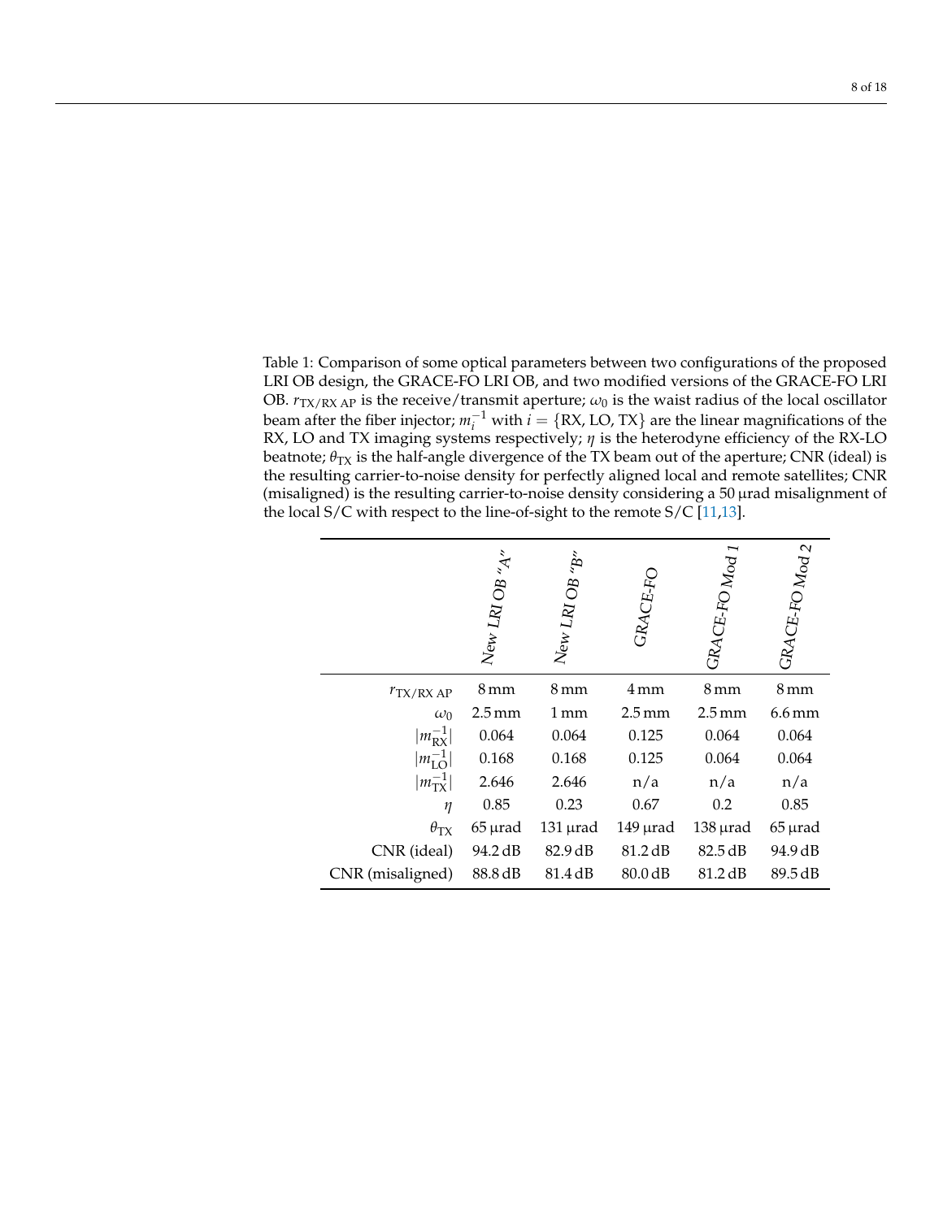Table 1: Comparison of some optical parameters between two configurations of the proposed LRI OB design, the GRACE-FO LRI OB, and two modified versions of the GRACE-FO LRI OB. $r_{\text{TX/RX AP}}$ is the receive/transmit aperture; $\omega_0$ is the waist radius of the local oscillator beam after the fiber injector; $m_i^{-1}$ with $i = \{\text{RX, LO, TX}\}$ are the linear magnifications of the RX, LO and TX imaging systems respectively; $\eta$ is the heterodyne efficiency of the RX-LO beatnote; $\theta_{\text{TX}}$ is the half-angle divergence of the TX beam out of the aperture; CNR (ideal) is the resulting carrier-to-noise density for perfectly aligned local and remote satellites; CNR (misaligned) is the resulting carrier-to-noise density considering a 50 µrad misalignment of the local S/C with respect to the line-of-sight to the remote S/C [11,13].

| | *New LRI OB "A"* | *New LRI OB "B"* | *GRACE-FO* | *GRACE-FO Mod 1* | *GRACE-FO Mod 2* |
|---|---|---|---|---|---|
| $r_{\text{TX/RX AP}}$ | 8 mm | 8 mm | 4 mm | 8 mm | 8 mm |
| $\omega_0$ | 2.5 mm | 1 mm | 2.5 mm | 2.5 mm | 6.6 mm |
| $\lvert m_{\text{RX}}^{-1} \rvert$ | 0.064 | 0.064 | 0.125 | 0.064 | 0.064 |
| $\lvert m_{\text{LO}}^{-1} \rvert$ | 0.168 | 0.168 | 0.125 | 0.064 | 0.064 |
| $\lvert m_{\text{TX}}^{-1} \rvert$ | 2.646 | 2.646 | n/a | n/a | n/a |
| $\eta$ | 0.85 | 0.23 | 0.67 | 0.2 | 0.85 |
| $\theta_{\text{TX}}$ | 65 µrad | 131 µrad | 149 µrad | 138 µrad | 65 µrad |
| CNR (ideal) | 94.2 dB | 82.9 dB | 81.2 dB | 82.5 dB | 94.9 dB |
| CNR (misaligned) | 88.8 dB | 81.4 dB | 80.0 dB | 81.2 dB | 89.5 dB |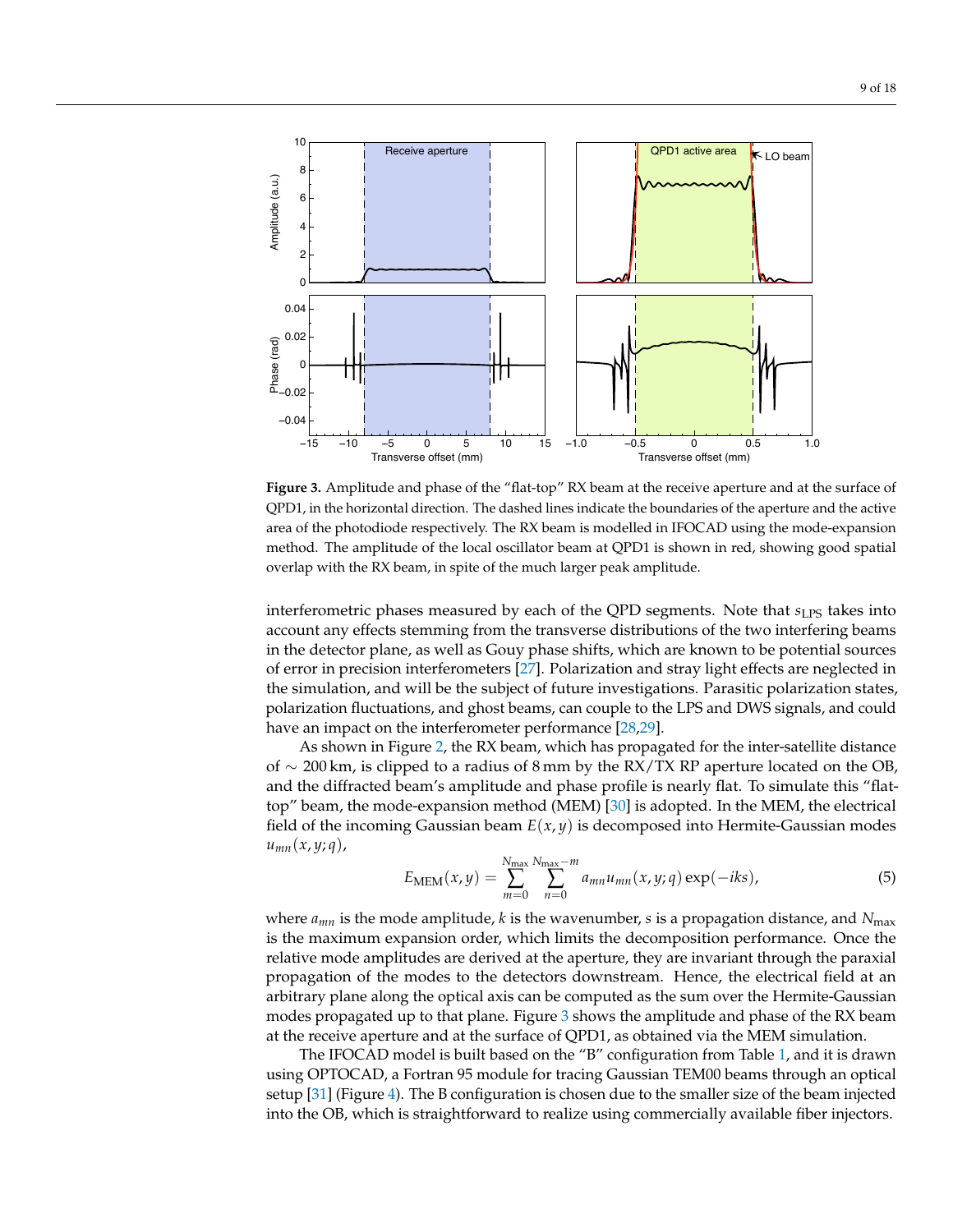**Figure 3.** Amplitude and phase of the "flat-top" RX beam at the receive aperture and at the surface of QPD1, in the horizontal direction. The dashed lines indicate the boundaries of the aperture and the active area of the photodiode respectively. The RX beam is modelled in IFOCAD using the mode-expansion method. The amplitude of the local oscillator beam at QPD1 is shown in red, showing good spatial overlap with the RX beam, in spite of the much larger peak amplitude.

interferometric phases measured by each of the QPD segments. Note that $s_{\mathrm{LPS}}$ takes into account any effects stemming from the transverse distributions of the two interfering beams in the detector plane, as well as Gouy phase shifts, which are known to be potential sources of error in precision interferometers [27]. Polarization and stray light effects are neglected in the simulation, and will be the subject of future investigations. Parasitic polarization states, polarization fluctuations, and ghost beams, can couple to the LPS and DWS signals, and could have an impact on the interferometer performance [28,29].

As shown in Figure 2, the RX beam, which has propagated for the inter-satellite distance of $\sim$ 200 km, is clipped to a radius of 8 mm by the RX/TX RP aperture located on the OB, and the diffracted beam's amplitude and phase profile is nearly flat. To simulate this "flat-top" beam, the mode-expansion method (MEM) [30] is adopted. In the MEM, the electrical field of the incoming Gaussian beam $E(x, y)$ is decomposed into Hermite-Gaussian modes $u_{mn}(x, y; q)$,

$$E_{\mathrm{MEM}}(x, y) = \sum_{m=0}^{N_{\max}} \sum_{n=0}^{N_{\max}-m} a_{mn} u_{mn}(x, y; q) \exp(-iks), \tag{5}$$

where $a_{mn}$ is the mode amplitude, $k$ is the wavenumber, $s$ is a propagation distance, and $N_{\max}$ is the maximum expansion order, which limits the decomposition performance. Once the relative mode amplitudes are derived at the aperture, they are invariant through the paraxial propagation of the modes to the detectors downstream. Hence, the electrical field at an arbitrary plane along the optical axis can be computed as the sum over the Hermite-Gaussian modes propagated up to that plane. Figure 3 shows the amplitude and phase of the RX beam at the receive aperture and at the surface of QPD1, as obtained via the MEM simulation.

The IFOCAD model is built based on the "B" configuration from Table 1, and it is drawn using OPTOCAD, a Fortran 95 module for tracing Gaussian TEM00 beams through an optical setup [31] (Figure 4). The B configuration is chosen due to the smaller size of the beam injected into the OB, which is straightforward to realize using commercially available fiber injectors.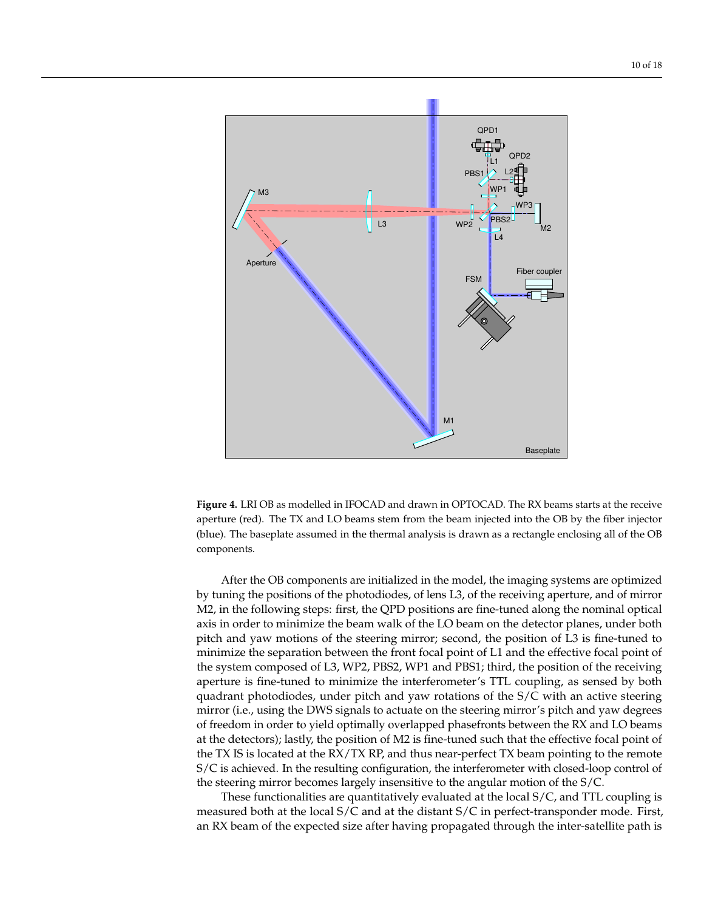**Figure 4.** LRI OB as modelled in IFOCAD and drawn in OPTOCAD. The RX beams starts at the receive aperture (red). The TX and LO beams stem from the beam injected into the OB by the fiber injector (blue). The baseplate assumed in the thermal analysis is drawn as a rectangle enclosing all of the OB components.

After the OB components are initialized in the model, the imaging systems are optimized by tuning the positions of the photodiodes, of lens L3, of the receiving aperture, and of mirror M2, in the following steps: first, the QPD positions are fine-tuned along the nominal optical axis in order to minimize the beam walk of the LO beam on the detector planes, under both pitch and yaw motions of the steering mirror; second, the position of L3 is fine-tuned to minimize the separation between the front focal point of L1 and the effective focal point of the system composed of L3, WP2, PBS2, WP1 and PBS1; third, the position of the receiving aperture is fine-tuned to minimize the interferometer's TTL coupling, as sensed by both quadrant photodiodes, under pitch and yaw rotations of the S/C with an active steering mirror (i.e., using the DWS signals to actuate on the steering mirror's pitch and yaw degrees of freedom in order to yield optimally overlapped phasefronts between the RX and LO beams at the detectors); lastly, the position of M2 is fine-tuned such that the effective focal point of the TX IS is located at the RX/TX RP, and thus near-perfect TX beam pointing to the remote S/C is achieved. In the resulting configuration, the interferometer with closed-loop control of the steering mirror becomes largely insensitive to the angular motion of the S/C.

These functionalities are quantitatively evaluated at the local S/C, and TTL coupling is measured both at the local S/C and at the distant S/C in perfect-transponder mode. First, an RX beam of the expected size after having propagated through the inter-satellite path is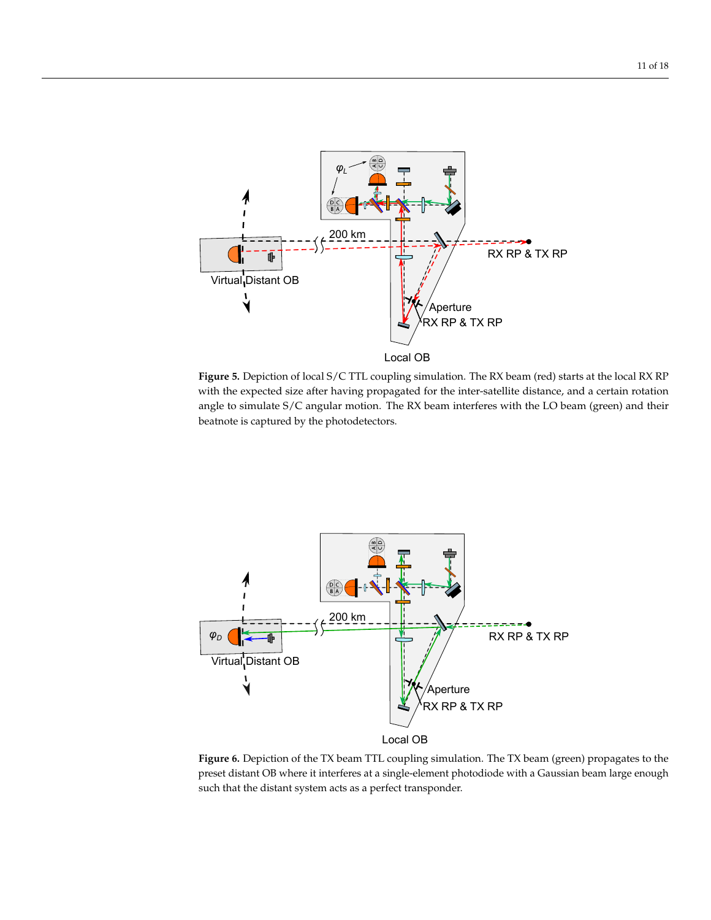**Figure 5.** Depiction of local S/C TTL coupling simulation. The RX beam (red) starts at the local RX RP with the expected size after having propagated for the inter-satellite distance, and a certain rotation angle to simulate S/C angular motion. The RX beam interferes with the LO beam (green) and their beatnote is captured by the photodetectors.

**Figure 6.** Depiction of the TX beam TTL coupling simulation. The TX beam (green) propagates to the preset distant OB where it interferes at a single-element photodiode with a Gaussian beam large enough such that the distant system acts as a perfect transponder.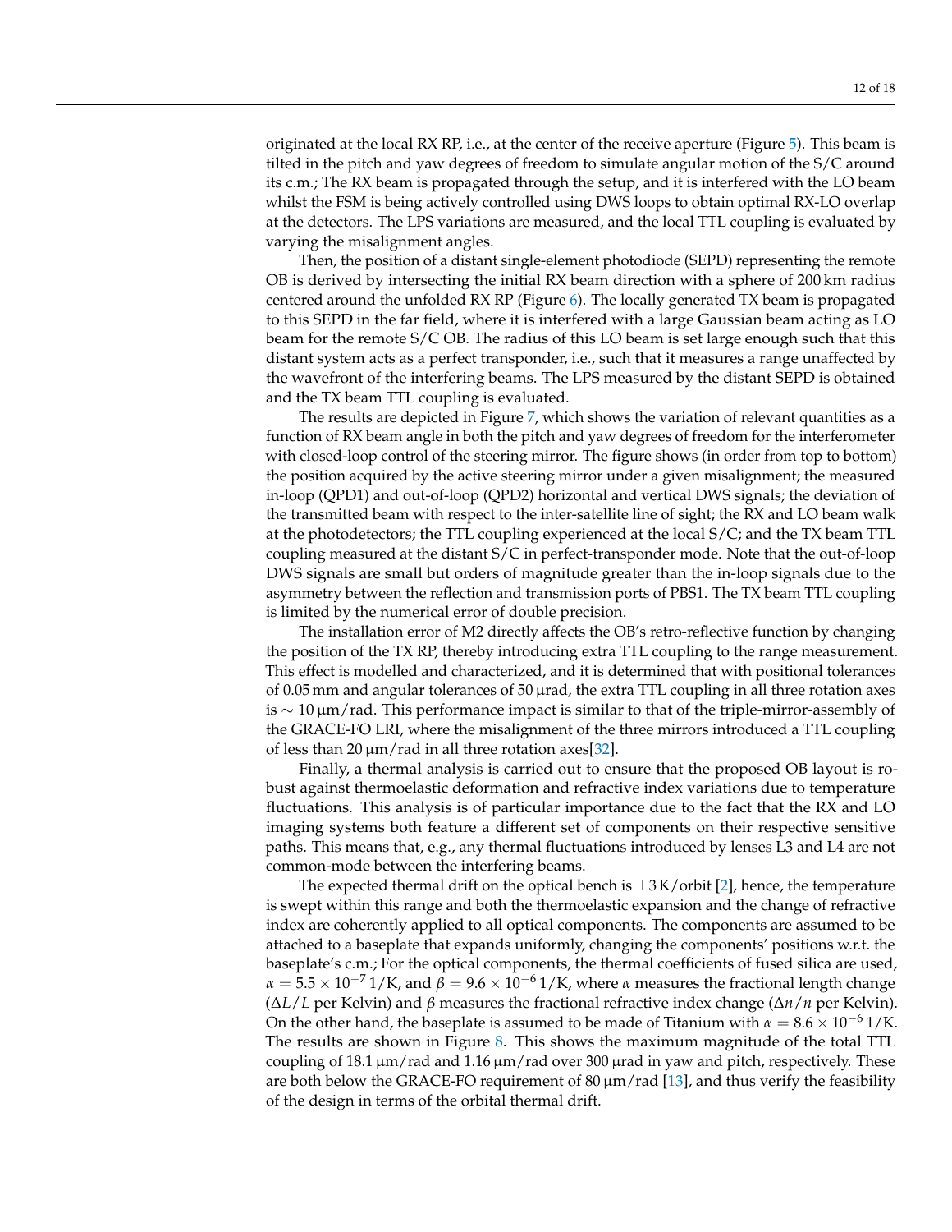originated at the local RX RP, i.e., at the center of the receive aperture (Figure 5). This beam is tilted in the pitch and yaw degrees of freedom to simulate angular motion of the S/C around its c.m.; The RX beam is propagated through the setup, and it is interfered with the LO beam whilst the FSM is being actively controlled using DWS loops to obtain optimal RX-LO overlap at the detectors. The LPS variations are measured, and the local TTL coupling is evaluated by varying the misalignment angles.

Then, the position of a distant single-element photodiode (SEPD) representing the remote OB is derived by intersecting the initial RX beam direction with a sphere of 200 km radius centered around the unfolded RX RP (Figure 6). The locally generated TX beam is propagated to this SEPD in the far field, where it is interfered with a large Gaussian beam acting as LO beam for the remote S/C OB. The radius of this LO beam is set large enough such that this distant system acts as a perfect transponder, i.e., such that it measures a range unaffected by the wavefront of the interfering beams. The LPS measured by the distant SEPD is obtained and the TX beam TTL coupling is evaluated.

The results are depicted in Figure 7, which shows the variation of relevant quantities as a function of RX beam angle in both the pitch and yaw degrees of freedom for the interferometer with closed-loop control of the steering mirror. The figure shows (in order from top to bottom) the position acquired by the active steering mirror under a given misalignment; the measured in-loop (QPD1) and out-of-loop (QPD2) horizontal and vertical DWS signals; the deviation of the transmitted beam with respect to the inter-satellite line of sight; the RX and LO beam walk at the photodetectors; the TTL coupling experienced at the local S/C; and the TX beam TTL coupling measured at the distant S/C in perfect-transponder mode. Note that the out-of-loop DWS signals are small but orders of magnitude greater than the in-loop signals due to the asymmetry between the reflection and transmission ports of PBS1. The TX beam TTL coupling is limited by the numerical error of double precision.

The installation error of M2 directly affects the OB's retro-reflective function by changing the position of the TX RP, thereby introducing extra TTL coupling to the range measurement. This effect is modelled and characterized, and it is determined that with positional tolerances of 0.05 mm and angular tolerances of 50 µrad, the extra TTL coupling in all three rotation axes is $\sim$ 10 µm/rad. This performance impact is similar to that of the triple-mirror-assembly of the GRACE-FO LRI, where the misalignment of the three mirrors introduced a TTL coupling of less than 20 µm/rad in all three rotation axes[32].

Finally, a thermal analysis is carried out to ensure that the proposed OB layout is robust against thermoelastic deformation and refractive index variations due to temperature fluctuations. This analysis is of particular importance due to the fact that the RX and LO imaging systems both feature a different set of components on their respective sensitive paths. This means that, e.g., any thermal fluctuations introduced by lenses L3 and L4 are not common-mode between the interfering beams.

The expected thermal drift on the optical bench is $\pm$3 K/orbit [2], hence, the temperature is swept within this range and both the thermoelastic expansion and the change of refractive index are coherently applied to all optical components. The components are assumed to be attached to a baseplate that expands uniformly, changing the components' positions w.r.t. the baseplate's c.m.; For the optical components, the thermal coefficients of fused silica are used, $\alpha = 5.5 \times 10^{-7}$ 1/K, and $\beta = 9.6 \times 10^{-6}$ 1/K, where $\alpha$ measures the fractional length change ($\Delta L/L$ per Kelvin) and $\beta$ measures the fractional refractive index change ($\Delta n/n$ per Kelvin). On the other hand, the baseplate is assumed to be made of Titanium with $\alpha = 8.6 \times 10^{-6}$ 1/K. The results are shown in Figure 8. This shows the maximum magnitude of the total TTL coupling of 18.1 µm/rad and 1.16 µm/rad over 300 µrad in yaw and pitch, respectively. These are both below the GRACE-FO requirement of 80 µm/rad [13], and thus verify the feasibility of the design in terms of the orbital thermal drift.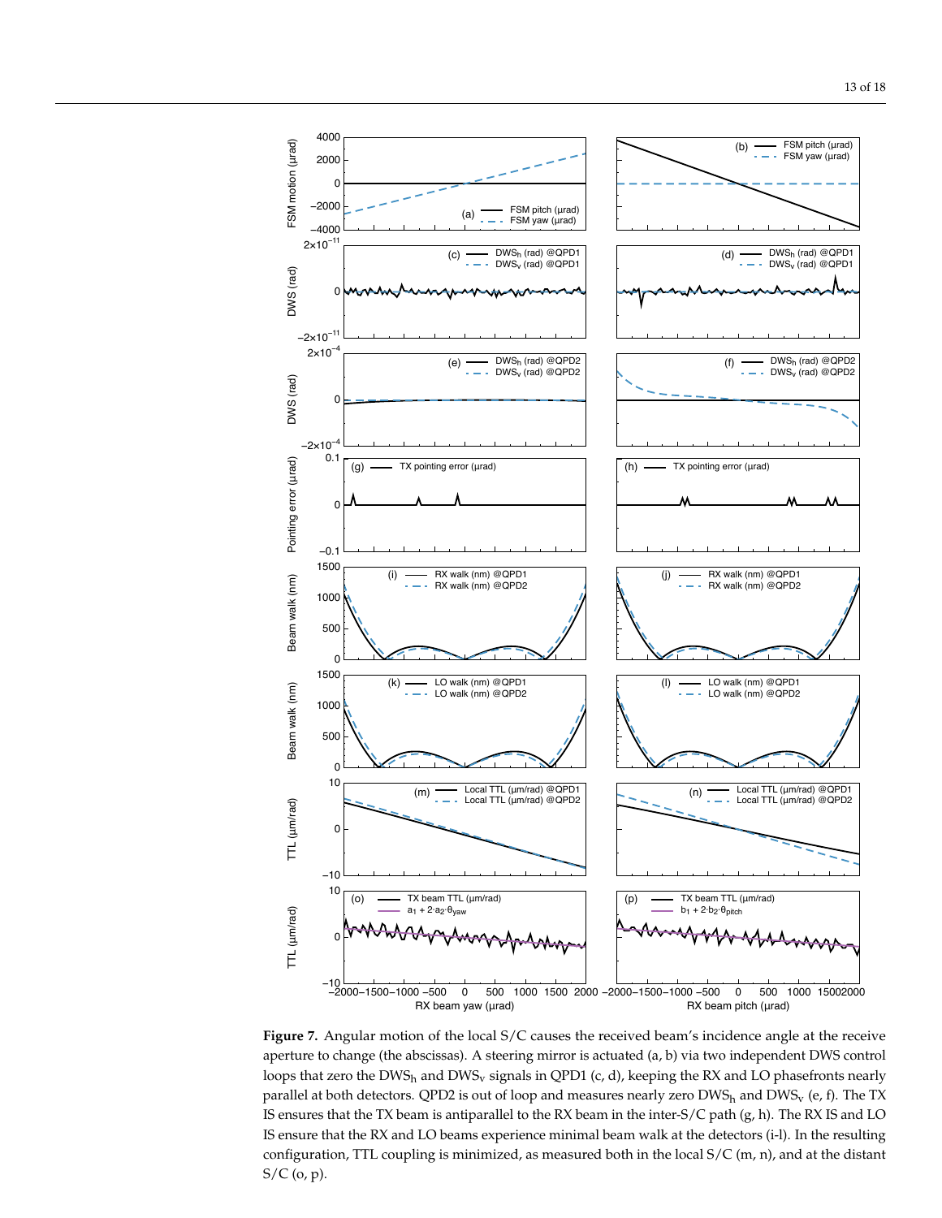**Figure 7.** Angular motion of the local S/C causes the received beam's incidence angle at the receive aperture to change (the abscissas). A steering mirror is actuated (a, b) via two independent DWS control loops that zero the $DWS_h$ and $DWS_v$ signals in QPD1 (c, d), keeping the RX and LO phasefronts nearly parallel at both detectors. QPD2 is out of loop and measures nearly zero $DWS_h$ and $DWS_v$ (e, f). The TX IS ensures that the TX beam is antiparallel to the RX beam in the inter-S/C path (g, h). The RX IS and LO IS ensure that the RX and LO beams experience minimal beam walk at the detectors (i-l). In the resulting configuration, TTL coupling is minimized, as measured both in the local S/C (m, n), and at the distant S/C (o, p).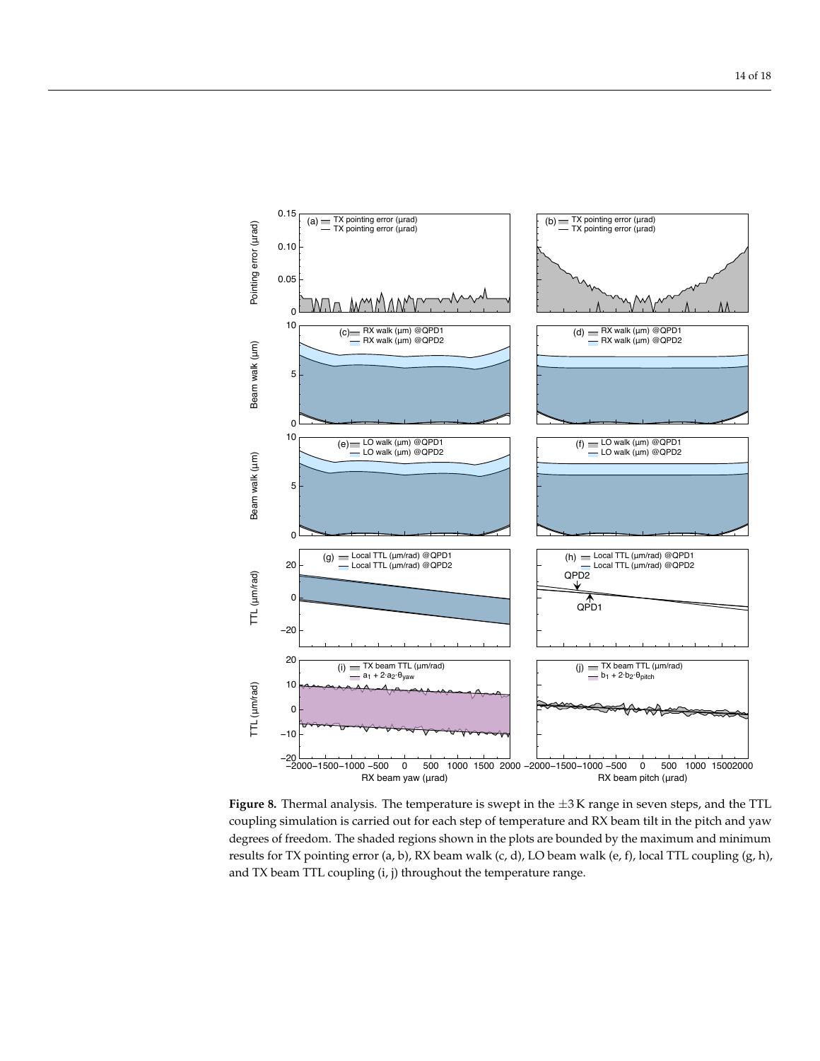**Figure 8.** Thermal analysis. The temperature is swept in the $\pm 3\,\mathrm{K}$ range in seven steps, and the TTL coupling simulation is carried out for each step of temperature and RX beam tilt in the pitch and yaw degrees of freedom. The shaded regions shown in the plots are bounded by the maximum and minimum results for TX pointing error (a, b), RX beam walk (c, d), LO beam walk (e, f), local TTL coupling (g, h), and TX beam TTL coupling (i, j) throughout the temperature range.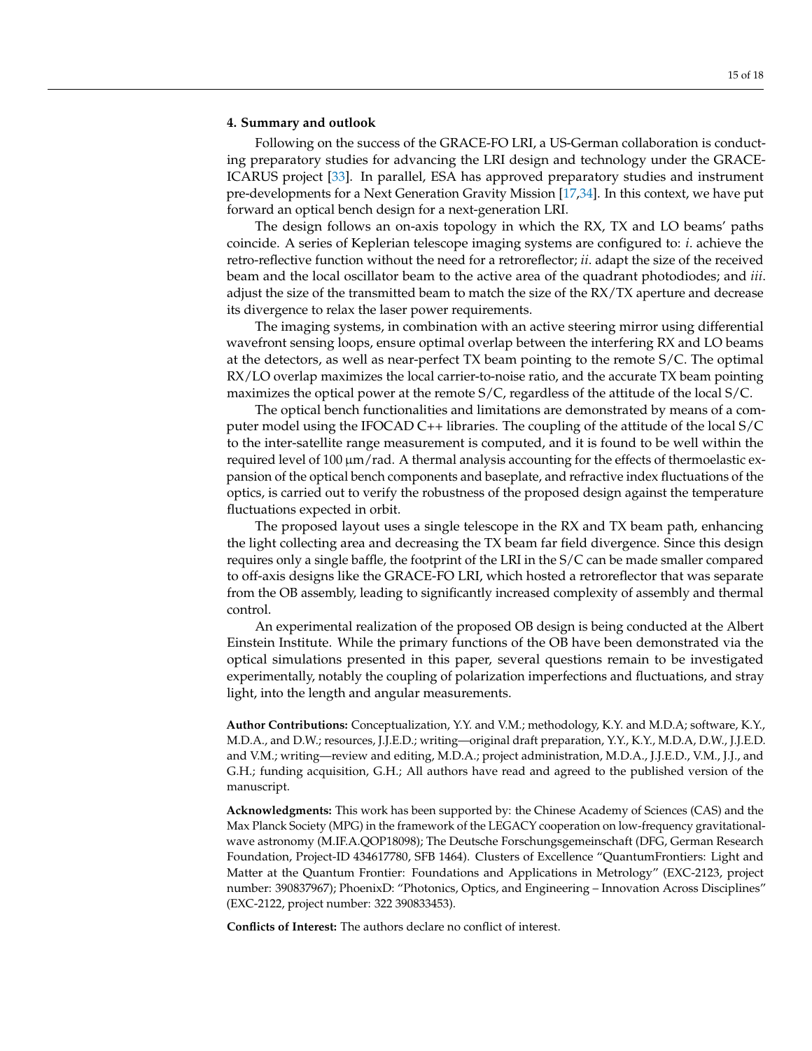## 4. Summary and outlook

Following on the success of the GRACE-FO LRI, a US-German collaboration is conducting preparatory studies for advancing the LRI design and technology under the GRACE-ICARUS project [33]. In parallel, ESA has approved preparatory studies and instrument pre-developments for a Next Generation Gravity Mission [17,34]. In this context, we have put forward an optical bench design for a next-generation LRI.

The design follows an on-axis topology in which the RX, TX and LO beams' paths coincide. A series of Keplerian telescope imaging systems are configured to: *i*. achieve the retro-reflective function without the need for a retroreflector; *ii*. adapt the size of the received beam and the local oscillator beam to the active area of the quadrant photodiodes; and *iii*. adjust the size of the transmitted beam to match the size of the RX/TX aperture and decrease its divergence to relax the laser power requirements.

The imaging systems, in combination with an active steering mirror using differential wavefront sensing loops, ensure optimal overlap between the interfering RX and LO beams at the detectors, as well as near-perfect TX beam pointing to the remote S/C. The optimal RX/LO overlap maximizes the local carrier-to-noise ratio, and the accurate TX beam pointing maximizes the optical power at the remote S/C, regardless of the attitude of the local S/C.

The optical bench functionalities and limitations are demonstrated by means of a computer model using the IFOCAD C++ libraries. The coupling of the attitude of the local S/C to the inter-satellite range measurement is computed, and it is found to be well within the required level of 100 μm/rad. A thermal analysis accounting for the effects of thermoelastic expansion of the optical bench components and baseplate, and refractive index fluctuations of the optics, is carried out to verify the robustness of the proposed design against the temperature fluctuations expected in orbit.

The proposed layout uses a single telescope in the RX and TX beam path, enhancing the light collecting area and decreasing the TX beam far field divergence. Since this design requires only a single baffle, the footprint of the LRI in the S/C can be made smaller compared to off-axis designs like the GRACE-FO LRI, which hosted a retroreflector that was separate from the OB assembly, leading to significantly increased complexity of assembly and thermal control.

An experimental realization of the proposed OB design is being conducted at the Albert Einstein Institute. While the primary functions of the OB have been demonstrated via the optical simulations presented in this paper, several questions remain to be investigated experimentally, notably the coupling of polarization imperfections and fluctuations, and stray light, into the length and angular measurements.

**Author Contributions:** Conceptualization, Y.Y. and V.M.; methodology, K.Y. and M.D.A; software, K.Y., M.D.A., and D.W.; resources, J.J.E.D.; writing—original draft preparation, Y.Y., K.Y., M.D.A, D.W., J.J.E.D. and V.M.; writing—review and editing, M.D.A.; project administration, M.D.A., J.J.E.D., V.M., J.J., and G.H.; funding acquisition, G.H.; All authors have read and agreed to the published version of the manuscript.

**Acknowledgments:** This work has been supported by: the Chinese Academy of Sciences (CAS) and the Max Planck Society (MPG) in the framework of the LEGACY cooperation on low-frequency gravitational-wave astronomy (M.IF.A.QOP18098); The Deutsche Forschungsgemeinschaft (DFG, German Research Foundation, Project-ID 434617780, SFB 1464). Clusters of Excellence "QuantumFrontiers: Light and Matter at the Quantum Frontier: Foundations and Applications in Metrology" (EXC-2123, project number: 390837967); PhoenixD: "Photonics, Optics, and Engineering – Innovation Across Disciplines" (EXC-2122, project number: 322 390833453).

**Conflicts of Interest:** The authors declare no conflict of interest.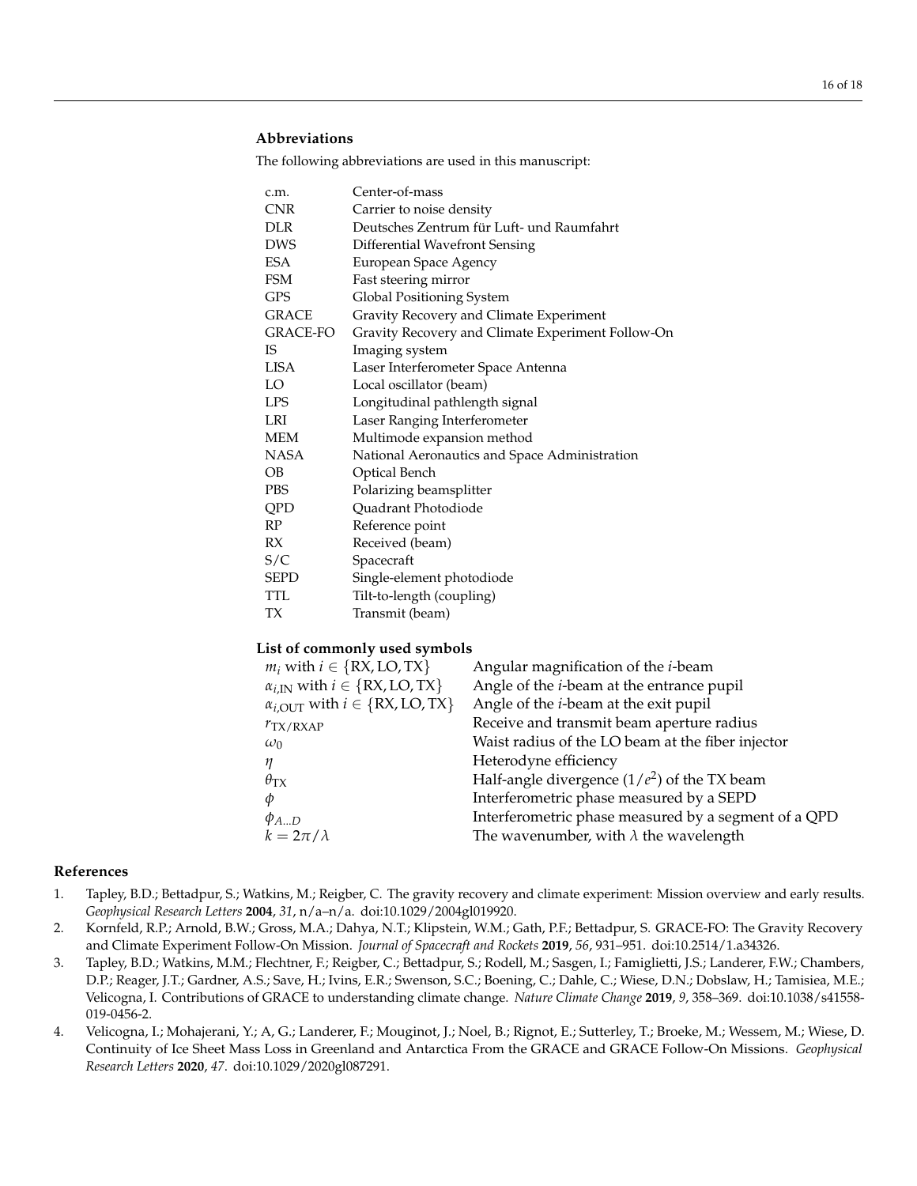**Abbreviations**

The following abbreviations are used in this manuscript:

| | |
|---|---|
| c.m. | Center-of-mass |
| CNR | Carrier to noise density |
| DLR | Deutsches Zentrum für Luft- und Raumfahrt |
| DWS | Differential Wavefront Sensing |
| ESA | European Space Agency |
| FSM | Fast steering mirror |
| GPS | Global Positioning System |
| GRACE | Gravity Recovery and Climate Experiment |
| GRACE-FO | Gravity Recovery and Climate Experiment Follow-On |
| IS | Imaging system |
| LISA | Laser Interferometer Space Antenna |
| LO | Local oscillator (beam) |
| LPS | Longitudinal pathlength signal |
| LRI | Laser Ranging Interferometer |
| MEM | Multimode expansion method |
| NASA | National Aeronautics and Space Administration |
| OB | Optical Bench |
| PBS | Polarizing beamsplitter |
| QPD | Quadrant Photodiode |
| RP | Reference point |
| RX | Received (beam) |
| S/C | Spacecraft |
| SEPD | Single-element photodiode |
| TTL | Tilt-to-length (coupling) |
| TX | Transmit (beam) |

**List of commonly used symbols**

| | |
|---|---|
| $m_i$ with $i \in \{\text{RX}, \text{LO}, \text{TX}\}$ | Angular magnification of the $i$-beam |
| $\alpha_{i,\text{IN}}$ with $i \in \{\text{RX}, \text{LO}, \text{TX}\}$ | Angle of the $i$-beam at the entrance pupil |
| $\alpha_{i,\text{OUT}}$ with $i \in \{\text{RX}, \text{LO}, \text{TX}\}$ | Angle of the $i$-beam at the exit pupil |
| $r_{\text{TX/RXAP}}$ | Receive and transmit beam aperture radius |
| $\omega_0$ | Waist radius of the LO beam at the fiber injector |
| $\eta$ | Heterodyne efficiency |
| $\theta_{\text{TX}}$ | Half-angle divergence ($1/e^2$) of the TX beam |
| $\phi$ | Interferometric phase measured by a SEPD |
| $\phi_{A...D}$ | Interferometric phase measured by a segment of a QPD |
| $k = 2\pi/\lambda$ | The wavenumber, with $\lambda$ the wavelength |

## References

1. Tapley, B.D.; Bettadpur, S.; Watkins, M.; Reigber, C. The gravity recovery and climate experiment: Mission overview and early results. *Geophysical Research Letters* **2004**, *31*, n/a–n/a. doi:10.1029/2004gl019920.
2. Kornfeld, R.P.; Arnold, B.W.; Gross, M.A.; Dahya, N.T.; Klipstein, W.M.; Gath, P.F.; Bettadpur, S. GRACE-FO: The Gravity Recovery and Climate Experiment Follow-On Mission. *Journal of Spacecraft and Rockets* **2019**, *56*, 931–951. doi:10.2514/1.a34326.
3. Tapley, B.D.; Watkins, M.M.; Flechtner, F.; Reigber, C.; Bettadpur, S.; Rodell, M.; Sasgen, I.; Famiglietti, J.S.; Landerer, F.W.; Chambers, D.P.; Reager, J.T.; Gardner, A.S.; Save, H.; Ivins, E.R.; Swenson, S.C.; Boening, C.; Dahle, C.; Wiese, D.N.; Dobslaw, H.; Tamisiea, M.E.; Velicogna, I. Contributions of GRACE to understanding climate change. *Nature Climate Change* **2019**, *9*, 358–369. doi:10.1038/s41558-019-0456-2.
4. Velicogna, I.; Mohajerani, Y.; A, G.; Landerer, F.; Mouginot, J.; Noel, B.; Rignot, E.; Sutterley, T.; Broeke, M.; Wessem, M.; Wiese, D. Continuity of Ice Sheet Mass Loss in Greenland and Antarctica From the GRACE and GRACE Follow-On Missions. *Geophysical Research Letters* **2020**, *47*. doi:10.1029/2020gl087291.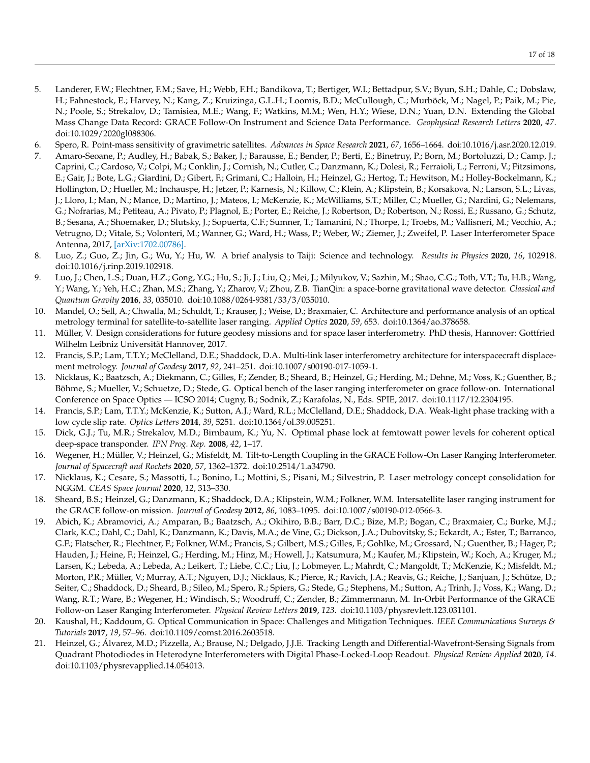5. Landerer, F.W.; Flechtner, F.M.; Save, H.; Webb, F.H.; Bandikova, T.; Bertiger, W.I.; Bettadpur, S.V.; Byun, S.H.; Dahle, C.; Dobslaw, H.; Fahnestock, E.; Harvey, N.; Kang, Z.; Kruizinga, G.L.H.; Loomis, B.D.; McCullough, C.; Murböck, M.; Nagel, P.; Paik, M.; Pie, N.; Poole, S.; Strekalov, D.; Tamisiea, M.E.; Wang, F.; Watkins, M.M.; Wen, H.Y.; Wiese, D.N.; Yuan, D.N. Extending the Global Mass Change Data Record: GRACE Follow-On Instrument and Science Data Performance. *Geophysical Research Letters* **2020**, *47*. doi:10.1029/2020gl088306.
6. Spero, R. Point-mass sensitivity of gravimetric satellites. *Advances in Space Research* **2021**, *67*, 1656–1664. doi:10.1016/j.asr.2020.12.019.
7. Amaro-Seoane, P.; Audley, H.; Babak, S.; Baker, J.; Barausse, E.; Bender, P.; Berti, E.; Binetruy, P.; Born, M.; Bortoluzzi, D.; Camp, J.; Caprini, C.; Cardoso, V.; Colpi, M.; Conklin, J.; Cornish, N.; Cutler, C.; Danzmann, K.; Dolesi, R.; Ferraioli, L.; Ferroni, V.; Fitzsimons, E.; Gair, J.; Bote, L.G.; Giardini, D.; Gibert, F.; Grimani, C.; Halloin, H.; Heinzel, G.; Hertog, T.; Hewitson, M.; Holley-Bockelmann, K.; Hollington, D.; Hueller, M.; Inchauspe, H.; Jetzer, P.; Karnesis, N.; Killow, C.; Klein, A.; Klipstein, B.; Korsakova, N.; Larson, S.L.; Livas, J.; Lloro, I.; Man, N.; Mance, D.; Martino, J.; Mateos, I.; McKenzie, K.; McWilliams, S.T.; Miller, C.; Mueller, G.; Nardini, G.; Nelemans, G.; Nofrarias, M.; Petiteau, A.; Pivato, P.; Plagnol, E.; Porter, E.; Reiche, J.; Robertson, D.; Robertson, N.; Rossi, E.; Russano, G.; Schutz, B.; Sesana, A.; Shoemaker, D.; Slutsky, J.; Sopuerta, C.F.; Sumner, T.; Tamanini, N.; Thorpe, I.; Troebs, M.; Vallisneri, M.; Vecchio, A.; Vetrugno, D.; Vitale, S.; Volonteri, M.; Wanner, G.; Ward, H.; Wass, P.; Weber, W.; Ziemer, J.; Zweifel, P. Laser Interferometer Space Antenna, 2017, [arXiv:1702.00786].
8. Luo, Z.; Guo, Z.; Jin, G.; Wu, Y.; Hu, W. A brief analysis to Taiji: Science and technology. *Results in Physics* **2020**, *16*, 102918. doi:10.1016/j.rinp.2019.102918.
9. Luo, J.; Chen, L.S.; Duan, H.Z.; Gong, Y.G.; Hu, S.; Ji, J.; Liu, Q.; Mei, J.; Milyukov, V.; Sazhin, M.; Shao, C.G.; Toth, V.T.; Tu, H.B.; Wang, Y.; Wang, Y.; Yeh, H.C.; Zhan, M.S.; Zhang, Y.; Zharov, V.; Zhou, Z.B. TianQin: a space-borne gravitational wave detector. *Classical and Quantum Gravity* **2016**, *33*, 035010. doi:10.1088/0264-9381/33/3/035010.
10. Mandel, O.; Sell, A.; Chwalla, M.; Schuldt, T.; Krauser, J.; Weise, D.; Braxmaier, C. Architecture and performance analysis of an optical metrology terminal for satellite-to-satellite laser ranging. *Applied Optics* **2020**, *59*, 653. doi:10.1364/ao.378658.
11. Müller, V. Design considerations for future geodesy missions and for space laser interferometry. PhD thesis, Hannover: Gottfried Wilhelm Leibniz Universität Hannover, 2017.
12. Francis, S.P.; Lam, T.T.Y.; McClelland, D.E.; Shaddock, D.A. Multi-link laser interferometry architecture for interspacecraft displacement metrology. *Journal of Geodesy* **2017**, *92*, 241–251. doi:10.1007/s00190-017-1059-1.
13. Nicklaus, K.; Baatzsch, A.; Diekmann, C.; Gilles, F.; Zender, B.; Sheard, B.; Heinzel, G.; Herding, M.; Dehne, M.; Voss, K.; Guenther, B.; Böhme, S.; Mueller, V.; Schuetze, D.; Stede, G. Optical bench of the laser ranging interferometer on grace follow-on. International Conference on Space Optics — ICSO 2014; Cugny, B.; Sodnik, Z.; Karafolas, N., Eds. SPIE, 2017. doi:10.1117/12.2304195.
14. Francis, S.P.; Lam, T.T.Y.; McKenzie, K.; Sutton, A.J.; Ward, R.L.; McClelland, D.E.; Shaddock, D.A. Weak-light phase tracking with a low cycle slip rate. *Optics Letters* **2014**, *39*, 5251. doi:10.1364/ol.39.005251.
15. Dick, G.J.; Tu, M.R.; Strekalov, M.D.; Birnbaum, K.; Yu, N. Optimal phase lock at femtowatt power levels for coherent optical deep-space transponder. *IPN Prog. Rep.* **2008**, *42*, 1–17.
16. Wegener, H.; Müller, V.; Heinzel, G.; Misfeldt, M. Tilt-to-Length Coupling in the GRACE Follow-On Laser Ranging Interferometer. *Journal of Spacecraft and Rockets* **2020**, *57*, 1362–1372. doi:10.2514/1.a34790.
17. Nicklaus, K.; Cesare, S.; Massotti, L.; Bonino, L.; Mottini, S.; Pisani, M.; Silvestrin, P. Laser metrology concept consolidation for NGGM. *CEAS Space Journal* **2020**, *12*, 313–330.
18. Sheard, B.S.; Heinzel, G.; Danzmann, K.; Shaddock, D.A.; Klipstein, W.M.; Folkner, W.M. Intersatellite laser ranging instrument for the GRACE follow-on mission. *Journal of Geodesy* **2012**, *86*, 1083–1095. doi:10.1007/s00190-012-0566-3.
19. Abich, K.; Abramovici, A.; Amparan, B.; Baatzsch, A.; Okihiro, B.B.; Barr, D.C.; Bize, M.P.; Bogan, C.; Braxmaier, C.; Burke, M.J.; Clark, K.C.; Dahl, C.; Dahl, K.; Danzmann, K.; Davis, M.A.; de Vine, G.; Dickson, J.A.; Dubovitsky, S.; Eckardt, A.; Ester, T.; Barranco, G.F.; Flatscher, R.; Flechtner, F.; Folkner, W.M.; Francis, S.; Gilbert, M.S.; Gilles, F.; Gohlke, M.; Grossard, N.; Guenther, B.; Hager, P.; Hauden, J.; Heine, F.; Heinzel, G.; Herding, M.; Hinz, M.; Howell, J.; Katsumura, M.; Kaufer, M.; Klipstein, W.; Koch, A.; Kruger, M.; Larsen, K.; Lebeda, A.; Lebeda, A.; Leikert, T.; Liebe, C.C.; Liu, J.; Lobmeyer, L.; Mahrdt, C.; Mangoldt, T.; McKenzie, K.; Misfeldt, M.; Morton, P.R.; Müller, V.; Murray, A.T.; Nguyen, D.J.; Nicklaus, K.; Pierce, R.; Ravich, J.A.; Reavis, G.; Reiche, J.; Sanjuan, J.; Schütze, D.; Seiter, C.; Shaddock, D.; Sheard, B.; Sileo, M.; Spero, R.; Spiers, G.; Stede, G.; Stephens, M.; Sutton, A.; Trinh, J.; Voss, K.; Wang, D.; Wang, R.T.; Ware, B.; Wegener, H.; Windisch, S.; Woodruff, C.; Zender, B.; Zimmermann, M. In-Orbit Performance of the GRACE Follow-on Laser Ranging Interferometer. *Physical Review Letters* **2019**, *123*. doi:10.1103/physrevlett.123.031101.
20. Kaushal, H.; Kaddoum, G. Optical Communication in Space: Challenges and Mitigation Techniques. *IEEE Communications Surveys & Tutorials* **2017**, *19*, 57–96. doi:10.1109/comst.2016.2603518.
21. Heinzel, G.; Álvarez, M.D.; Pizzella, A.; Brause, N.; Delgado, J.J.E. Tracking Length and Differential-Wavefront-Sensing Signals from Quadrant Photodiodes in Heterodyne Interferometers with Digital Phase-Locked-Loop Readout. *Physical Review Applied* **2020**, *14*. doi:10.1103/physrevapplied.14.054013.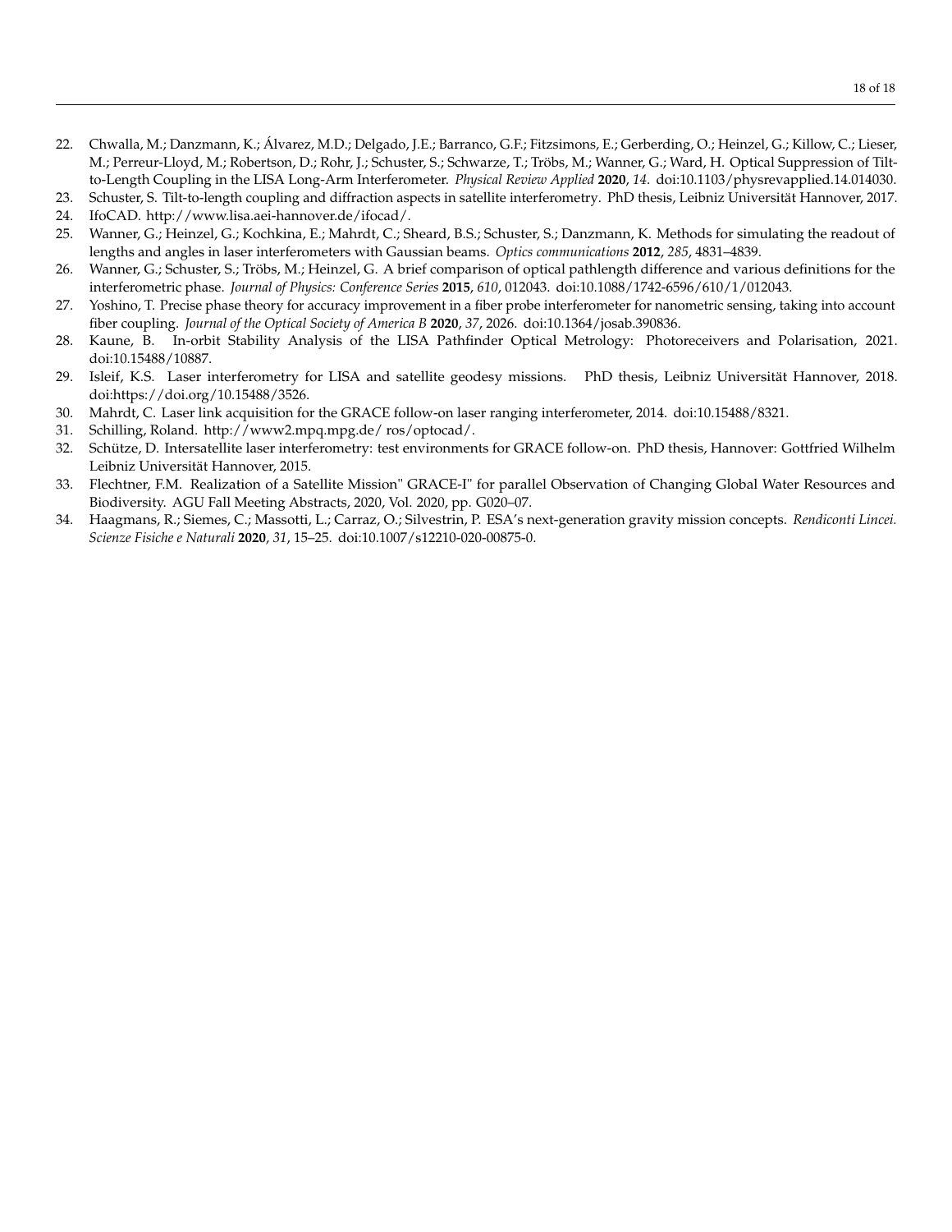22. Chwalla, M.; Danzmann, K.; Álvarez, M.D.; Delgado, J.E.; Barranco, G.F.; Fitzsimons, E.; Gerberding, O.; Heinzel, G.; Killow, C.; Lieser, M.; Perreur-Lloyd, M.; Robertson, D.; Rohr, J.; Schuster, S.; Schwarze, T.; Tröbs, M.; Wanner, G.; Ward, H. Optical Suppression of Tilt-to-Length Coupling in the LISA Long-Arm Interferometer. *Physical Review Applied* **2020**, *14*. doi:10.1103/physrevapplied.14.014030.
23. Schuster, S. Tilt-to-length coupling and diffraction aspects in satellite interferometry. PhD thesis, Leibniz Universität Hannover, 2017.
24. IfoCAD. http://www.lisa.aei-hannover.de/ifocad/.
25. Wanner, G.; Heinzel, G.; Kochkina, E.; Mahrdt, C.; Sheard, B.S.; Schuster, S.; Danzmann, K. Methods for simulating the readout of lengths and angles in laser interferometers with Gaussian beams. *Optics communications* **2012**, *285*, 4831–4839.
26. Wanner, G.; Schuster, S.; Tröbs, M.; Heinzel, G. A brief comparison of optical pathlength difference and various definitions for the interferometric phase. *Journal of Physics: Conference Series* **2015**, *610*, 012043. doi:10.1088/1742-6596/610/1/012043.
27. Yoshino, T. Precise phase theory for accuracy improvement in a fiber probe interferometer for nanometric sensing, taking into account fiber coupling. *Journal of the Optical Society of America B* **2020**, *37*, 2026. doi:10.1364/josab.390836.
28. Kaune, B. In-orbit Stability Analysis of the LISA Pathfinder Optical Metrology: Photoreceivers and Polarisation, 2021. doi:10.15488/10887.
29. Isleif, K.S. Laser interferometry for LISA and satellite geodesy missions. PhD thesis, Leibniz Universität Hannover, 2018. doi:https://doi.org/10.15488/3526.
30. Mahrdt, C. Laser link acquisition for the GRACE follow-on laser ranging interferometer, 2014. doi:10.15488/8321.
31. Schilling, Roland. http://www2.mpq.mpg.de/ ros/optocad/.
32. Schütze, D. Intersatellite laser interferometry: test environments for GRACE follow-on. PhD thesis, Hannover: Gottfried Wilhelm Leibniz Universität Hannover, 2015.
33. Flechtner, F.M. Realization of a Satellite Mission" GRACE-I" for parallel Observation of Changing Global Water Resources and Biodiversity. AGU Fall Meeting Abstracts, 2020, Vol. 2020, pp. G020–07.
34. Haagmans, R.; Siemes, C.; Massotti, L.; Carraz, O.; Silvestrin, P. ESA's next-generation gravity mission concepts. *Rendiconti Lincei. Scienze Fisiche e Naturali* **2020**, *31*, 15–25. doi:10.1007/s12210-020-00875-0.